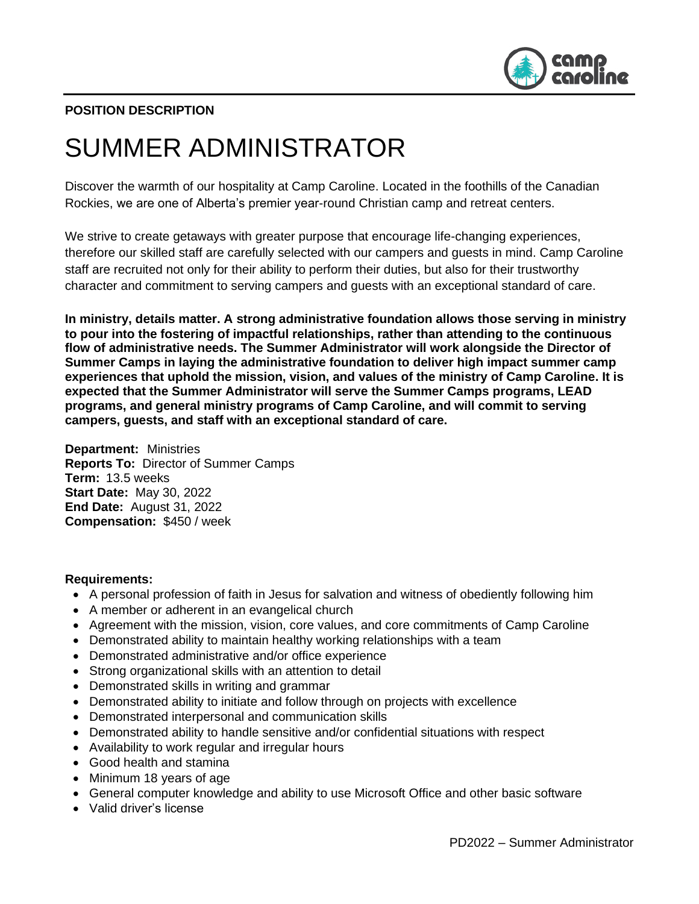**POSITION DESCRIPTION**

# SUMMER ADMINISTRATOR

Discover the warmth of our hospitality at Camp Caroline. Located in the foothills of the Canadian Rockies, we are one of Alberta's premier year-round Christian camp and retreat centers.

We strive to create getaways with greater purpose that encourage life-changing experiences, therefore our skilled staff are carefully selected with our campers and guests in mind. Camp Caroline staff are recruited not only for their ability to perform their duties, but also for their trustworthy character and commitment to serving campers and guests with an exceptional standard of care.

**In ministry, details matter. A strong administrative foundation allows those serving in ministry to pour into the fostering of impactful relationships, rather than attending to the continuous flow of administrative needs. The Summer Administrator will work alongside the Director of Summer Camps in laying the administrative foundation to deliver high impact summer camp experiences that uphold the mission, vision, and values of the ministry of Camp Caroline. It is expected that the Summer Administrator will serve the Summer Camps programs, LEAD programs, and general ministry programs of Camp Caroline, and will commit to serving campers, guests, and staff with an exceptional standard of care.**

**Department:** Ministries
**Reports To:** Director of Summer Camps
**Term:** 13.5 weeks
**Start Date:** May 30, 2022
**End Date:** August 31, 2022
**Compensation:** $450 / week

**Requirements:**

- A personal profession of faith in Jesus for salvation and witness of obediently following him
- A member or adherent in an evangelical church
- Agreement with the mission, vision, core values, and core commitments of Camp Caroline
- Demonstrated ability to maintain healthy working relationships with a team
- Demonstrated administrative and/or office experience
- Strong organizational skills with an attention to detail
- Demonstrated skills in writing and grammar
- Demonstrated ability to initiate and follow through on projects with excellence
- Demonstrated interpersonal and communication skills
- Demonstrated ability to handle sensitive and/or confidential situations with respect
- Availability to work regular and irregular hours
- Good health and stamina
- Minimum 18 years of age
- General computer knowledge and ability to use Microsoft Office and other basic software
- Valid driver's license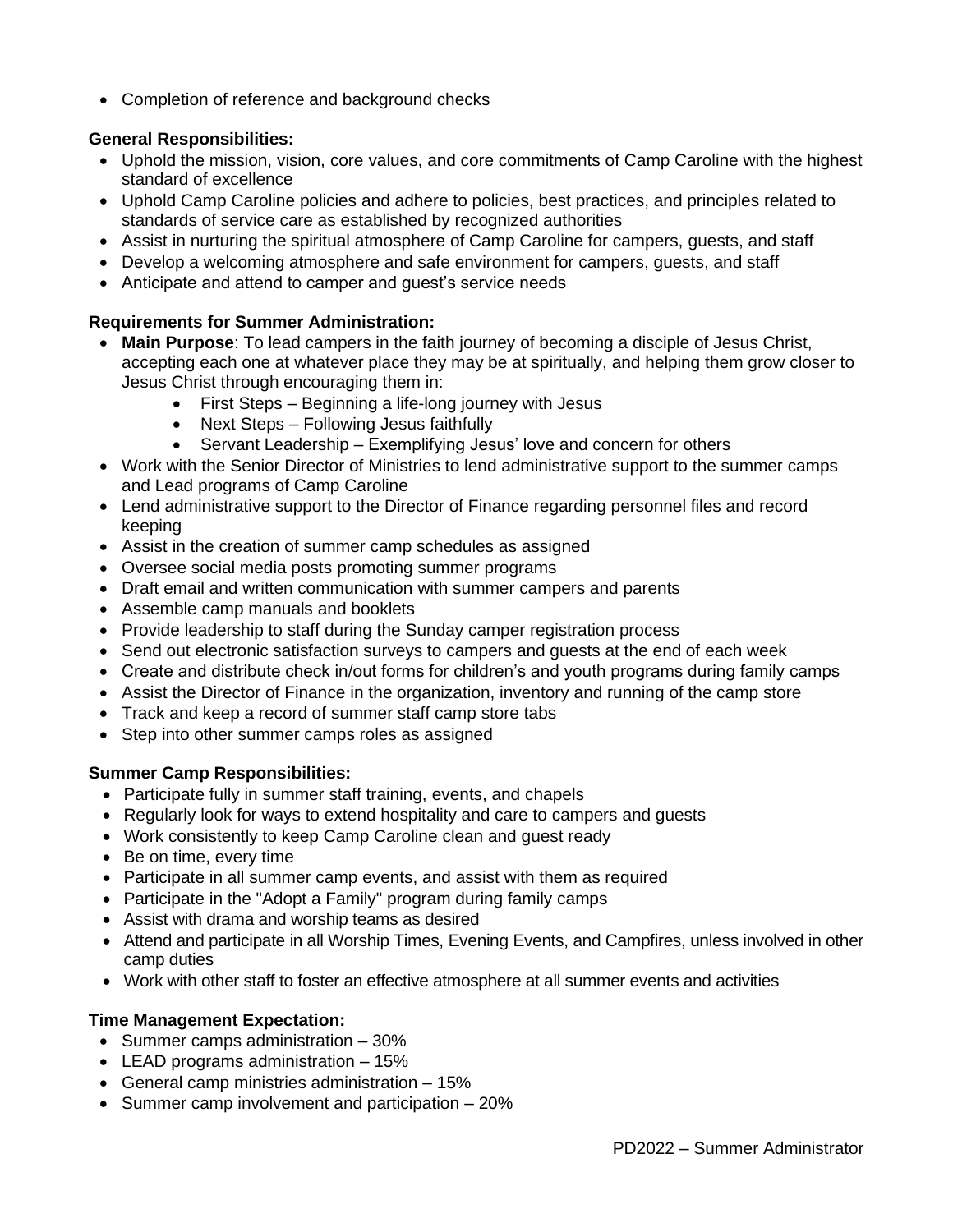- Completion of reference and background checks

**General Responsibilities:**

- Uphold the mission, vision, core values, and core commitments of Camp Caroline with the highest standard of excellence
- Uphold Camp Caroline policies and adhere to policies, best practices, and principles related to standards of service care as established by recognized authorities
- Assist in nurturing the spiritual atmosphere of Camp Caroline for campers, guests, and staff
- Develop a welcoming atmosphere and safe environment for campers, guests, and staff
- Anticipate and attend to camper and guest's service needs

**Requirements for Summer Administration:**

- **Main Purpose**: To lead campers in the faith journey of becoming a disciple of Jesus Christ, accepting each one at whatever place they may be at spiritually, and helping them grow closer to Jesus Christ through encouraging them in:
  - First Steps – Beginning a life-long journey with Jesus
  - Next Steps – Following Jesus faithfully
  - Servant Leadership – Exemplifying Jesus' love and concern for others
- Work with the Senior Director of Ministries to lend administrative support to the summer camps and Lead programs of Camp Caroline
- Lend administrative support to the Director of Finance regarding personnel files and record keeping
- Assist in the creation of summer camp schedules as assigned
- Oversee social media posts promoting summer programs
- Draft email and written communication with summer campers and parents
- Assemble camp manuals and booklets
- Provide leadership to staff during the Sunday camper registration process
- Send out electronic satisfaction surveys to campers and guests at the end of each week
- Create and distribute check in/out forms for children's and youth programs during family camps
- Assist the Director of Finance in the organization, inventory and running of the camp store
- Track and keep a record of summer staff camp store tabs
- Step into other summer camps roles as assigned

**Summer Camp Responsibilities:**

- Participate fully in summer staff training, events, and chapels
- Regularly look for ways to extend hospitality and care to campers and guests
- Work consistently to keep Camp Caroline clean and guest ready
- Be on time, every time
- Participate in all summer camp events, and assist with them as required
- Participate in the "Adopt a Family" program during family camps
- Assist with drama and worship teams as desired
- Attend and participate in all Worship Times, Evening Events, and Campfires, unless involved in other camp duties
- Work with other staff to foster an effective atmosphere at all summer events and activities

**Time Management Expectation:**

- Summer camps administration – 30%
- LEAD programs administration – 15%
- General camp ministries administration – 15%
- Summer camp involvement and participation – 20%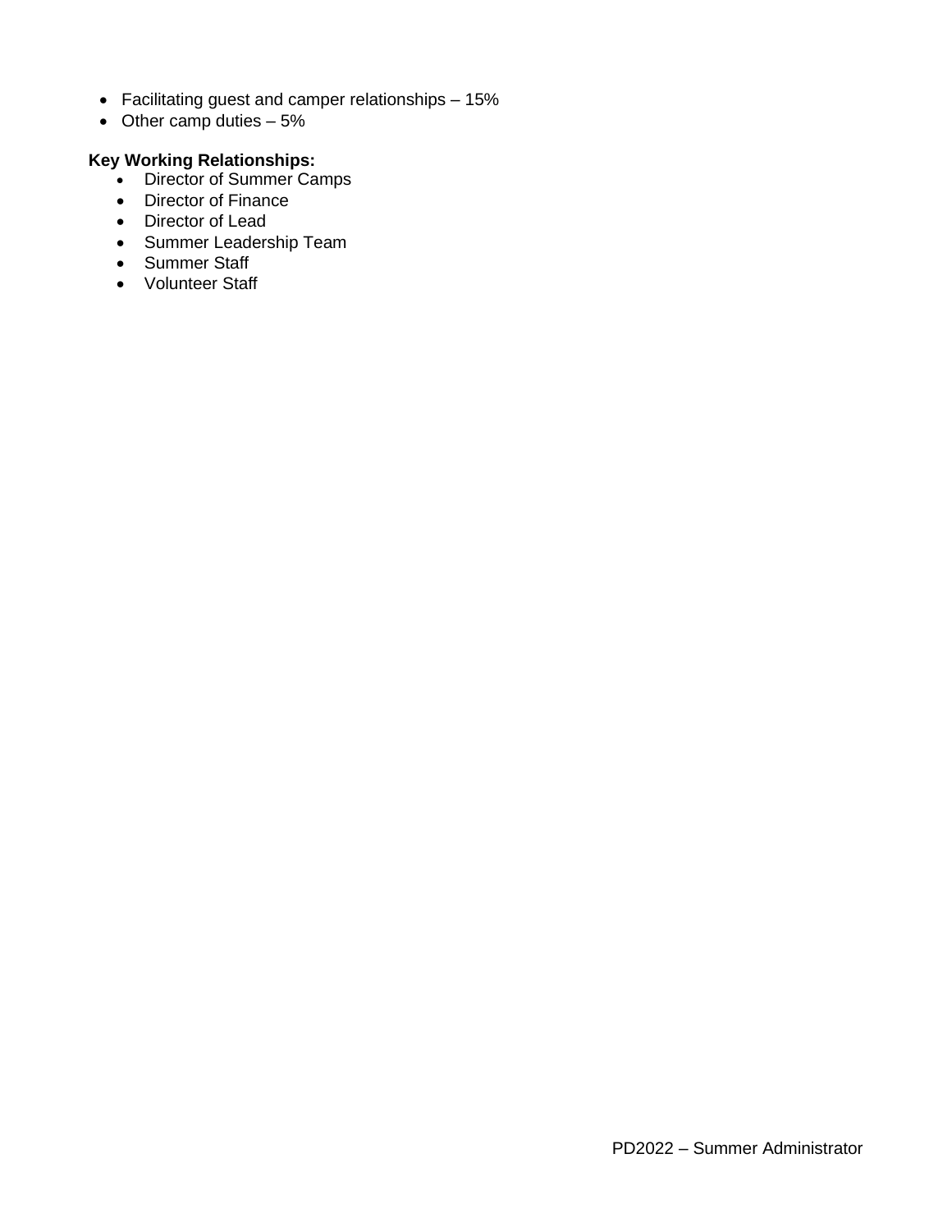- Facilitating guest and camper relationships – 15%
- Other camp duties – 5%

**Key Working Relationships:**

- Director of Summer Camps
- Director of Finance
- Director of Lead
- Summer Leadership Team
- Summer Staff
- Volunteer Staff